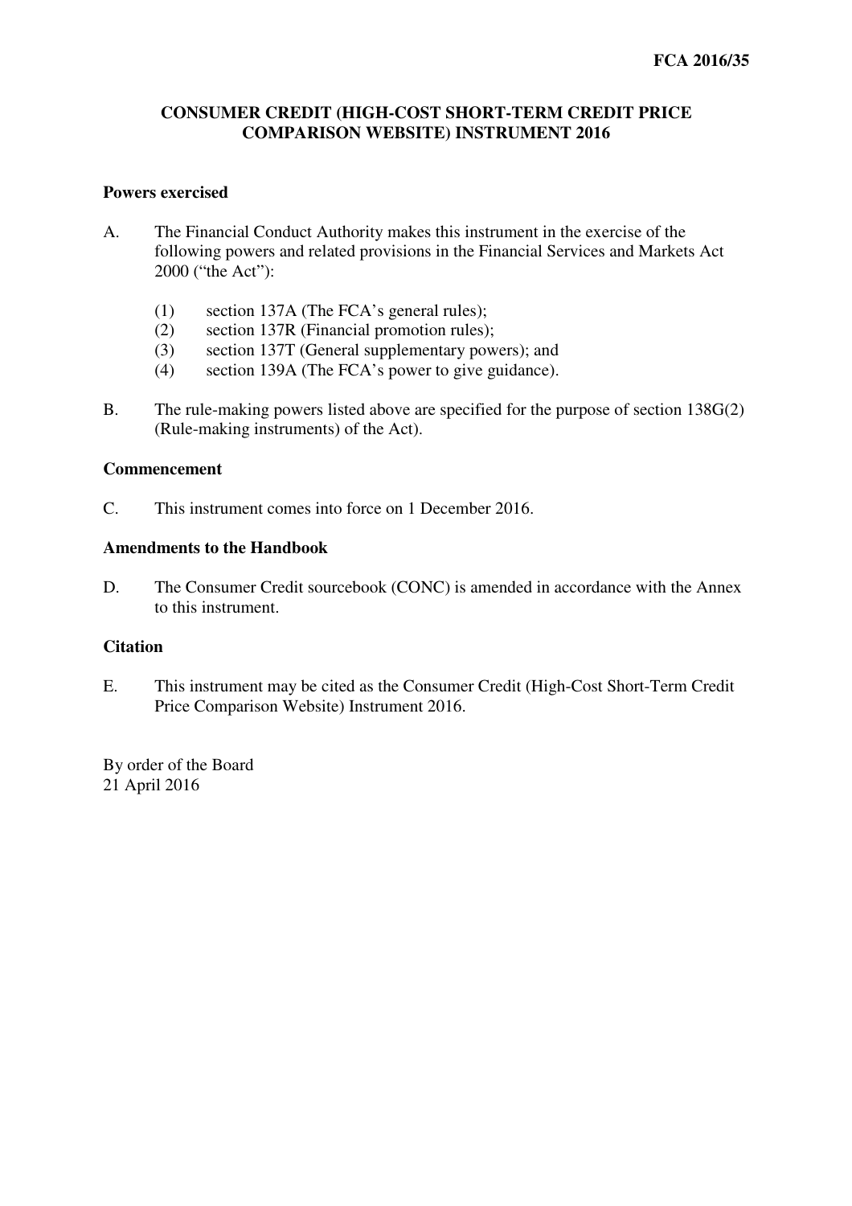**FCA 2016/35**

# CONSUMER CREDIT (HIGH-COST SHORT-TERM CREDIT PRICE COMPARISON WEBSITE) INSTRUMENT 2016

## Powers exercised

A. The Financial Conduct Authority makes this instrument in the exercise of the following powers and related provisions in the Financial Services and Markets Act 2000 ("the Act"):

   (1) section 137A (The FCA's general rules);
   (2) section 137R (Financial promotion rules);
   (3) section 137T (General supplementary powers); and
   (4) section 139A (The FCA's power to give guidance).

B. The rule-making powers listed above are specified for the purpose of section 138G(2) (Rule-making instruments) of the Act).

## Commencement

C. This instrument comes into force on 1 December 2016.

## Amendments to the Handbook

D. The Consumer Credit sourcebook (CONC) is amended in accordance with the Annex to this instrument.

## Citation

E. This instrument may be cited as the Consumer Credit (High-Cost Short-Term Credit Price Comparison Website) Instrument 2016.

By order of the Board
21 April 2016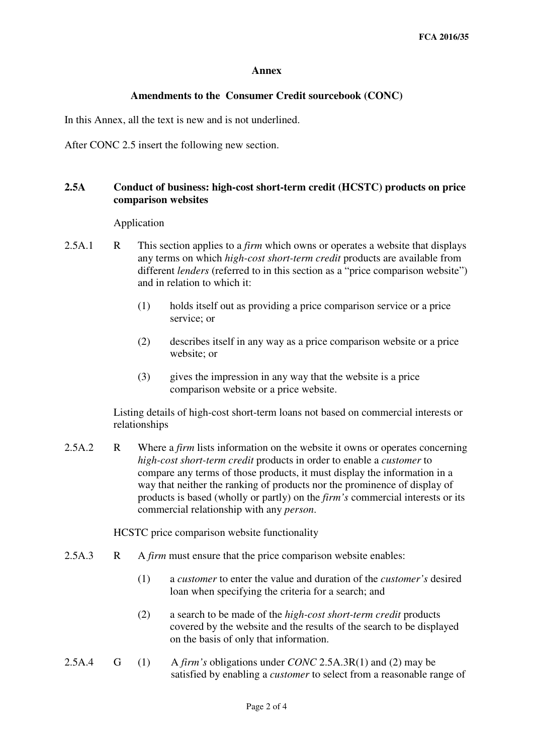## Annex

### Amendments to the Consumer Credit sourcebook (CONC)

In this Annex, all the text is new and is not underlined.

After CONC 2.5 insert the following new section.

### 2.5A Conduct of business: high-cost short-term credit (HCSTC) products on price comparison websites

Application

**2.5A.1 R** This section applies to a *firm* which owns or operates a website that displays any terms on which *high-cost short-term credit* products are available from different *lenders* (referred to in this section as a "price comparison website") and in relation to which it:

(1) holds itself out as providing a price comparison service or a price service; or

(2) describes itself in any way as a price comparison website or a price website; or

(3) gives the impression in any way that the website is a price comparison website or a price website.

Listing details of high-cost short-term loans not based on commercial interests or relationships

**2.5A.2 R** Where a *firm* lists information on the website it owns or operates concerning *high-cost short-term credit* products in order to enable a *customer* to compare any terms of those products, it must display the information in a way that neither the ranking of products nor the prominence of display of products is based (wholly or partly) on the *firm's* commercial interests or its commercial relationship with any *person*.

HCSTC price comparison website functionality

**2.5A.3 R** A *firm* must ensure that the price comparison website enables:

(1) a *customer* to enter the value and duration of the *customer's* desired loan when specifying the criteria for a search; and

(2) a search to be made of the *high-cost short-term credit* products covered by the website and the results of the search to be displayed on the basis of only that information.

**2.5A.4 G** (1) A *firm's* obligations under *CONC* 2.5A.3R(1) and (2) may be satisfied by enabling a *customer* to select from a reasonable range of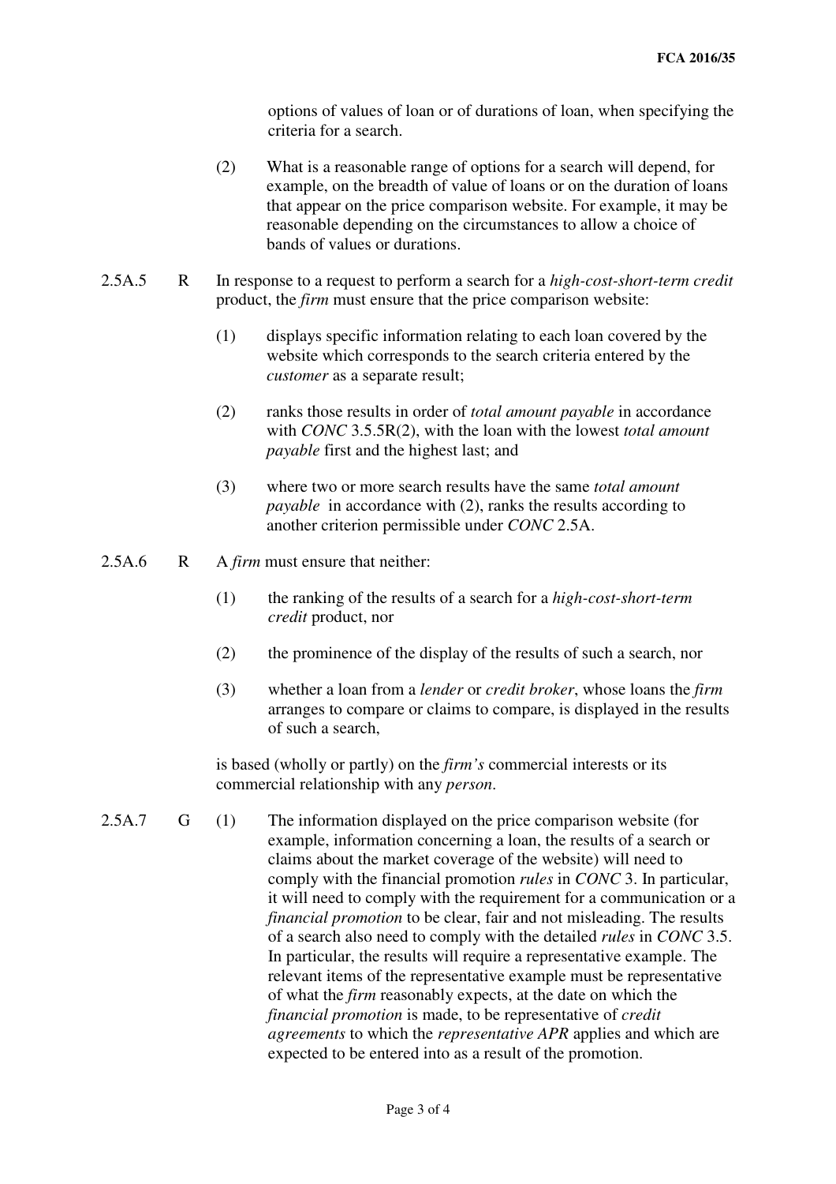options of values of loan or of durations of loan, when specifying the criteria for a search.

(2) What is a reasonable range of options for a search will depend, for example, on the breadth of value of loans or on the duration of loans that appear on the price comparison website. For example, it may be reasonable depending on the circumstances to allow a choice of bands of values or durations.

2.5A.5 R In response to a request to perform a search for a *high-cost-short-term credit* product, the *firm* must ensure that the price comparison website:

(1) displays specific information relating to each loan covered by the website which corresponds to the search criteria entered by the *customer* as a separate result;

(2) ranks those results in order of *total amount payable* in accordance with *CONC* 3.5.5R(2), with the loan with the lowest *total amount payable* first and the highest last; and

(3) where two or more search results have the same *total amount payable* in accordance with (2), ranks the results according to another criterion permissible under *CONC* 2.5A.

2.5A.6 R A *firm* must ensure that neither:

(1) the ranking of the results of a search for a *high-cost-short-term credit* product, nor

(2) the prominence of the display of the results of such a search, nor

(3) whether a loan from a *lender* or *credit broker*, whose loans the *firm* arranges to compare or claims to compare, is displayed in the results of such a search,

is based (wholly or partly) on the *firm's* commercial interests or its commercial relationship with any *person*.

2.5A.7 G (1) The information displayed on the price comparison website (for example, information concerning a loan, the results of a search or claims about the market coverage of the website) will need to comply with the financial promotion *rules* in *CONC* 3. In particular, it will need to comply with the requirement for a communication or a *financial promotion* to be clear, fair and not misleading. The results of a search also need to comply with the detailed *rules* in *CONC* 3.5. In particular, the results will require a representative example. The relevant items of the representative example must be representative of what the *firm* reasonably expects, at the date on which the *financial promotion* is made, to be representative of *credit agreements* to which the *representative APR* applies and which are expected to be entered into as a result of the promotion.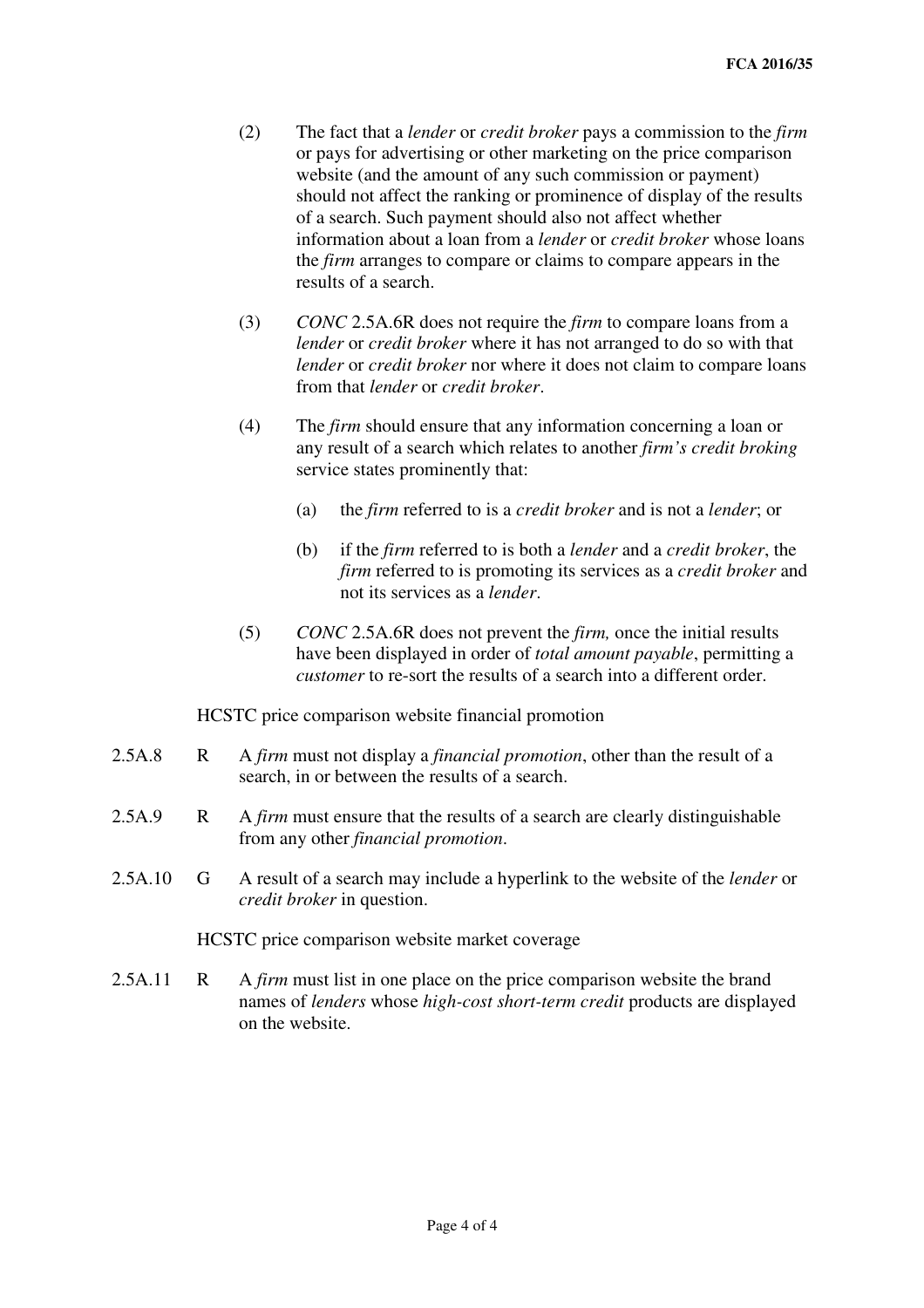(2) The fact that a *lender* or *credit broker* pays a commission to the *firm* or pays for advertising or other marketing on the price comparison website (and the amount of any such commission or payment) should not affect the ranking or prominence of display of the results of a search. Such payment should also not affect whether information about a loan from a *lender* or *credit broker* whose loans the *firm* arranges to compare or claims to compare appears in the results of a search.

(3) *CONC* 2.5A.6R does not require the *firm* to compare loans from a *lender* or *credit broker* where it has not arranged to do so with that *lender* or *credit broker* nor where it does not claim to compare loans from that *lender* or *credit broker*.

(4) The *firm* should ensure that any information concerning a loan or any result of a search which relates to another *firm's credit broking* service states prominently that:

   (a) the *firm* referred to is a *credit broker* and is not a *lender*; or

   (b) if the *firm* referred to is both a *lender* and a *credit broker*, the *firm* referred to is promoting its services as a *credit broker* and not its services as a *lender*.

(5) *CONC* 2.5A.6R does not prevent the *firm,* once the initial results have been displayed in order of *total amount payable*, permitting a *customer* to re-sort the results of a search into a different order.

HCSTC price comparison website financial promotion

2.5A.8 R A *firm* must not display a *financial promotion*, other than the result of a search, in or between the results of a search.

2.5A.9 R A *firm* must ensure that the results of a search are clearly distinguishable from any other *financial promotion*.

2.5A.10 G A result of a search may include a hyperlink to the website of the *lender* or *credit broker* in question.

HCSTC price comparison website market coverage

2.5A.11 R A *firm* must list in one place on the price comparison website the brand names of *lenders* whose *high-cost short-term credit* products are displayed on the website.